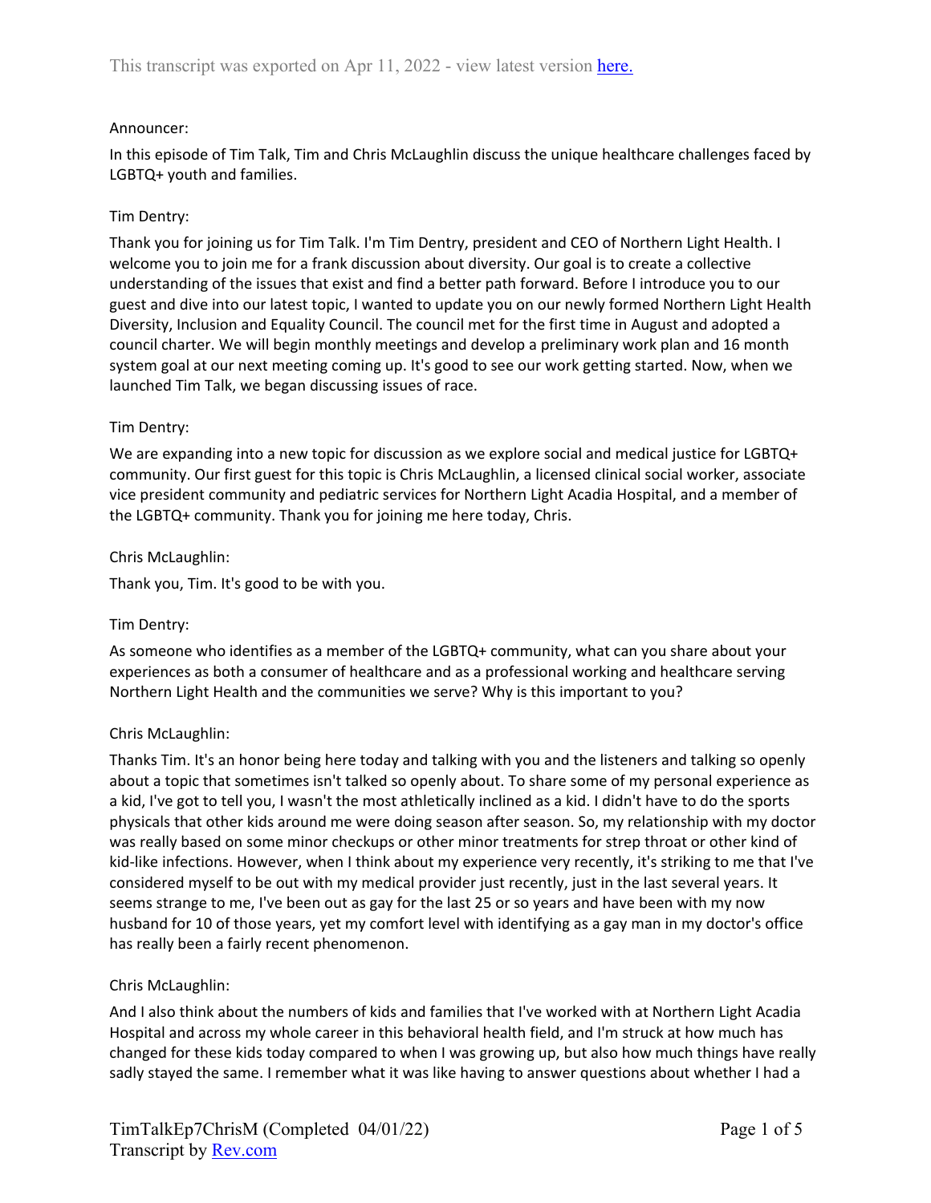Announcer:

In this episode of Tim Talk, Tim and Chris McLaughlin discuss the unique healthcare challenges faced by LGBTQ+ youth and families.

Tim Dentry:

Thank you for joining us for Tim Talk. I'm Tim Dentry, president and CEO of Northern Light Health. I welcome you to join me for a frank discussion about diversity. Our goal is to create a collective understanding of the issues that exist and find a better path forward. Before I introduce you to our guest and dive into our latest topic, I wanted to update you on our newly formed Northern Light Health Diversity, Inclusion and Equality Council. The council met for the first time in August and adopted a council charter. We will begin monthly meetings and develop a preliminary work plan and 16 month system goal at our next meeting coming up. It's good to see our work getting started. Now, when we launched Tim Talk, we began discussing issues of race.

Tim Dentry:

We are expanding into a new topic for discussion as we explore social and medical justice for LGBTQ+ community. Our first guest for this topic is Chris McLaughlin, a licensed clinical social worker, associate vice president community and pediatric services for Northern Light Acadia Hospital, and a member of the LGBTQ+ community. Thank you for joining me here today, Chris.

Chris McLaughlin:

Thank you, Tim. It's good to be with you.

Tim Dentry:

As someone who identifies as a member of the LGBTQ+ community, what can you share about your experiences as both a consumer of healthcare and as a professional working and healthcare serving Northern Light Health and the communities we serve? Why is this important to you?

Chris McLaughlin:

Thanks Tim. It's an honor being here today and talking with you and the listeners and talking so openly about a topic that sometimes isn't talked so openly about. To share some of my personal experience as a kid, I've got to tell you, I wasn't the most athletically inclined as a kid. I didn't have to do the sports physicals that other kids around me were doing season after season. So, my relationship with my doctor was really based on some minor checkups or other minor treatments for strep throat or other kind of kid-like infections. However, when I think about my experience very recently, it's striking to me that I've considered myself to be out with my medical provider just recently, just in the last several years. It seems strange to me, I've been out as gay for the last 25 or so years and have been with my now husband for 10 of those years, yet my comfort level with identifying as a gay man in my doctor's office has really been a fairly recent phenomenon.

Chris McLaughlin:

And I also think about the numbers of kids and families that I've worked with at Northern Light Acadia Hospital and across my whole career in this behavioral health field, and I'm struck at how much has changed for these kids today compared to when I was growing up, but also how much things have really sadly stayed the same. I remember what it was like having to answer questions about whether I had a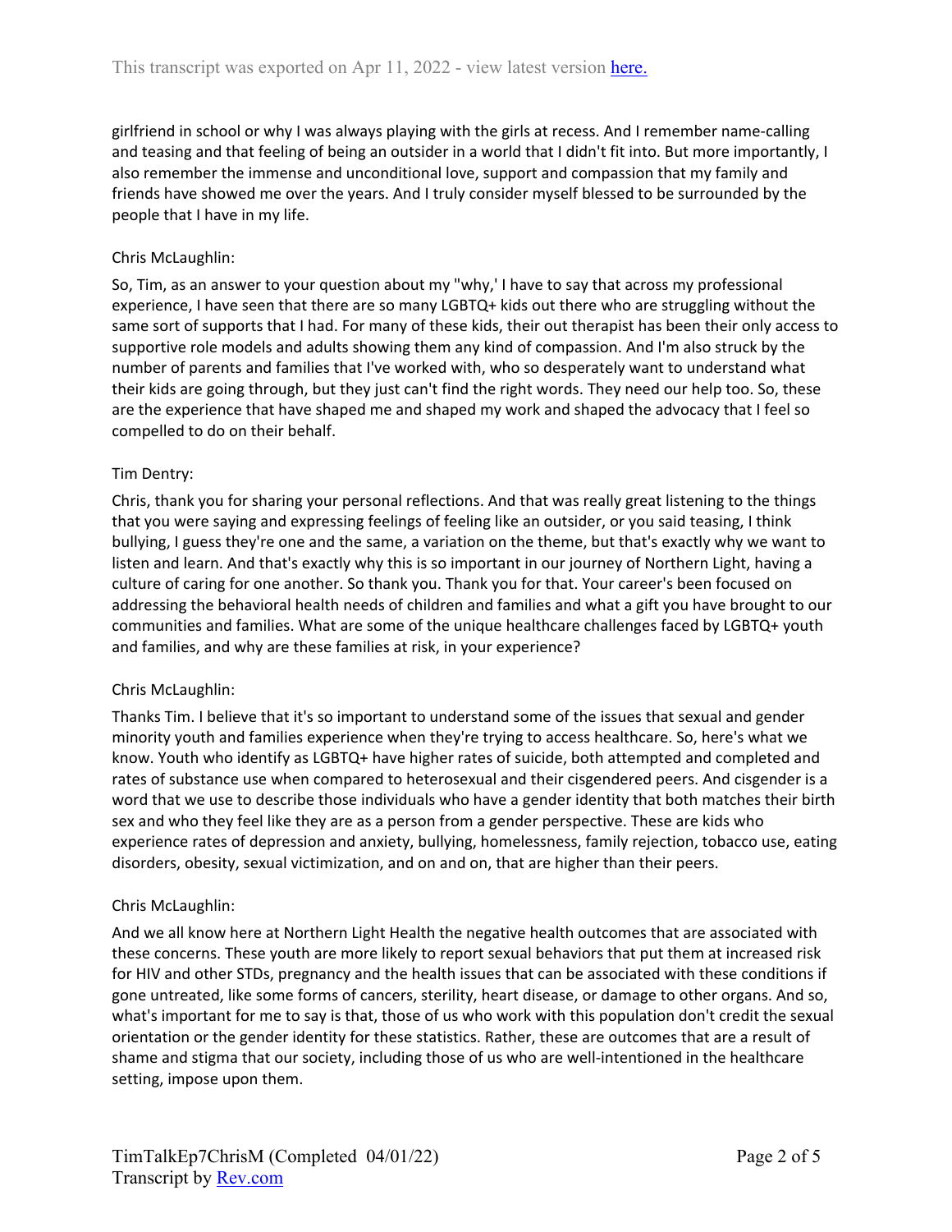girlfriend in school or why I was always playing with the girls at recess. And I remember name-calling and teasing and that feeling of being an outsider in a world that I didn't fit into. But more importantly, I also remember the immense and unconditional love, support and compassion that my family and friends have showed me over the years. And I truly consider myself blessed to be surrounded by the people that I have in my life.

Chris McLaughlin:

So, Tim, as an answer to your question about my "why,' I have to say that across my professional experience, I have seen that there are so many LGBTQ+ kids out there who are struggling without the same sort of supports that I had. For many of these kids, their out therapist has been their only access to supportive role models and adults showing them any kind of compassion. And I'm also struck by the number of parents and families that I've worked with, who so desperately want to understand what their kids are going through, but they just can't find the right words. They need our help too. So, these are the experience that have shaped me and shaped my work and shaped the advocacy that I feel so compelled to do on their behalf.

Tim Dentry:

Chris, thank you for sharing your personal reflections. And that was really great listening to the things that you were saying and expressing feelings of feeling like an outsider, or you said teasing, I think bullying, I guess they're one and the same, a variation on the theme, but that's exactly why we want to listen and learn. And that's exactly why this is so important in our journey of Northern Light, having a culture of caring for one another. So thank you. Thank you for that. Your career's been focused on addressing the behavioral health needs of children and families and what a gift you have brought to our communities and families. What are some of the unique healthcare challenges faced by LGBTQ+ youth and families, and why are these families at risk, in your experience?

Chris McLaughlin:

Thanks Tim. I believe that it's so important to understand some of the issues that sexual and gender minority youth and families experience when they're trying to access healthcare. So, here's what we know. Youth who identify as LGBTQ+ have higher rates of suicide, both attempted and completed and rates of substance use when compared to heterosexual and their cisgendered peers. And cisgender is a word that we use to describe those individuals who have a gender identity that both matches their birth sex and who they feel like they are as a person from a gender perspective. These are kids who experience rates of depression and anxiety, bullying, homelessness, family rejection, tobacco use, eating disorders, obesity, sexual victimization, and on and on, that are higher than their peers.

Chris McLaughlin:

And we all know here at Northern Light Health the negative health outcomes that are associated with these concerns. These youth are more likely to report sexual behaviors that put them at increased risk for HIV and other STDs, pregnancy and the health issues that can be associated with these conditions if gone untreated, like some forms of cancers, sterility, heart disease, or damage to other organs. And so, what's important for me to say is that, those of us who work with this population don't credit the sexual orientation or the gender identity for these statistics. Rather, these are outcomes that are a result of shame and stigma that our society, including those of us who are well-intentioned in the healthcare setting, impose upon them.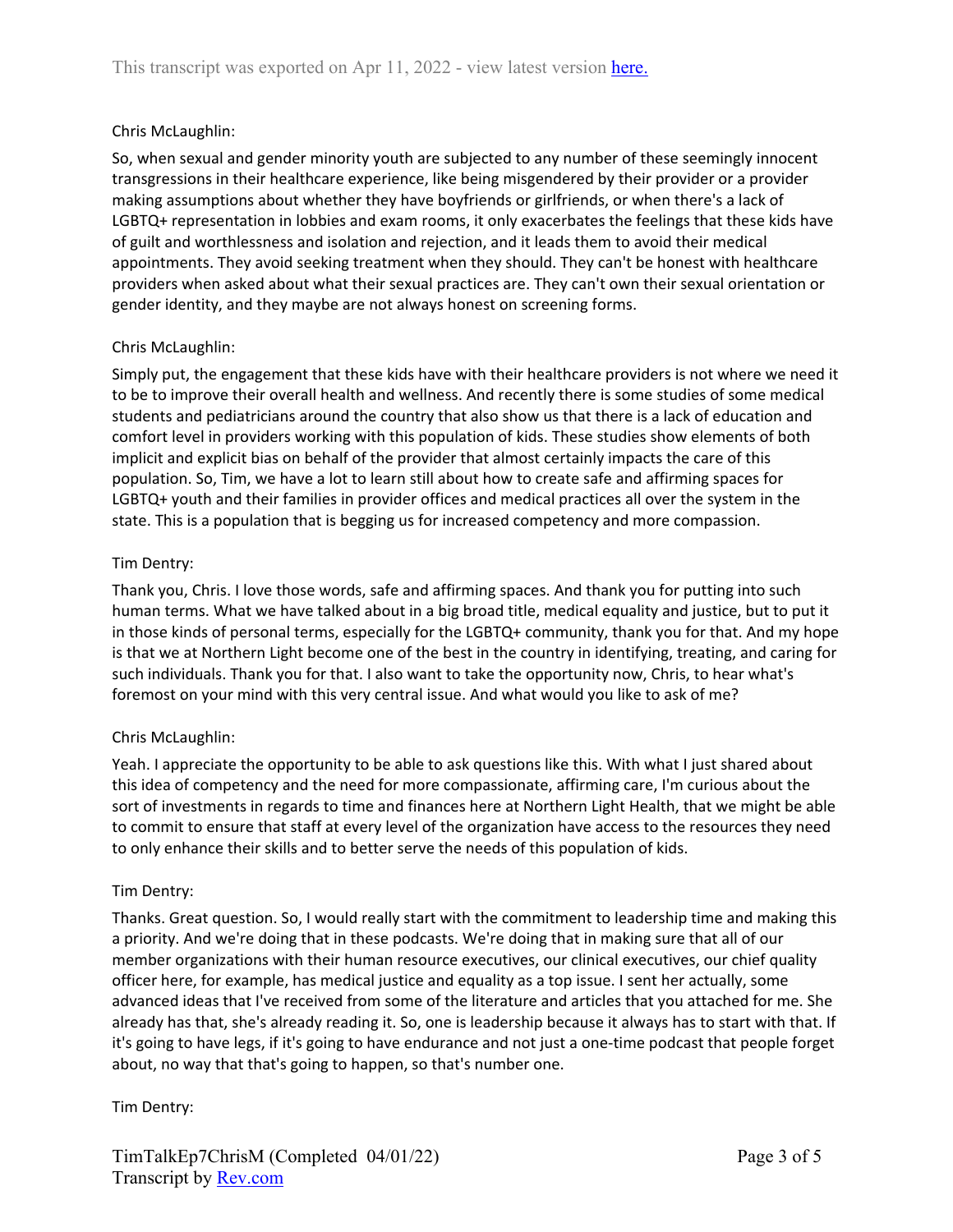Chris McLaughlin:

So, when sexual and gender minority youth are subjected to any number of these seemingly innocent transgressions in their healthcare experience, like being misgendered by their provider or a provider making assumptions about whether they have boyfriends or girlfriends, or when there's a lack of LGBTQ+ representation in lobbies and exam rooms, it only exacerbates the feelings that these kids have of guilt and worthlessness and isolation and rejection, and it leads them to avoid their medical appointments. They avoid seeking treatment when they should. They can't be honest with healthcare providers when asked about what their sexual practices are. They can't own their sexual orientation or gender identity, and they maybe are not always honest on screening forms.

Chris McLaughlin:

Simply put, the engagement that these kids have with their healthcare providers is not where we need it to be to improve their overall health and wellness. And recently there is some studies of some medical students and pediatricians around the country that also show us that there is a lack of education and comfort level in providers working with this population of kids. These studies show elements of both implicit and explicit bias on behalf of the provider that almost certainly impacts the care of this population. So, Tim, we have a lot to learn still about how to create safe and affirming spaces for LGBTQ+ youth and their families in provider offices and medical practices all over the system in the state. This is a population that is begging us for increased competency and more compassion.

Tim Dentry:

Thank you, Chris. I love those words, safe and affirming spaces. And thank you for putting into such human terms. What we have talked about in a big broad title, medical equality and justice, but to put it in those kinds of personal terms, especially for the LGBTQ+ community, thank you for that. And my hope is that we at Northern Light become one of the best in the country in identifying, treating, and caring for such individuals. Thank you for that. I also want to take the opportunity now, Chris, to hear what's foremost on your mind with this very central issue. And what would you like to ask of me?

Chris McLaughlin:

Yeah. I appreciate the opportunity to be able to ask questions like this. With what I just shared about this idea of competency and the need for more compassionate, affirming care, I'm curious about the sort of investments in regards to time and finances here at Northern Light Health, that we might be able to commit to ensure that staff at every level of the organization have access to the resources they need to only enhance their skills and to better serve the needs of this population of kids.

Tim Dentry:

Thanks. Great question. So, I would really start with the commitment to leadership time and making this a priority. And we're doing that in these podcasts. We're doing that in making sure that all of our member organizations with their human resource executives, our clinical executives, our chief quality officer here, for example, has medical justice and equality as a top issue. I sent her actually, some advanced ideas that I've received from some of the literature and articles that you attached for me. She already has that, she's already reading it. So, one is leadership because it always has to start with that. If it's going to have legs, if it's going to have endurance and not just a one-time podcast that people forget about, no way that that's going to happen, so that's number one.

Tim Dentry: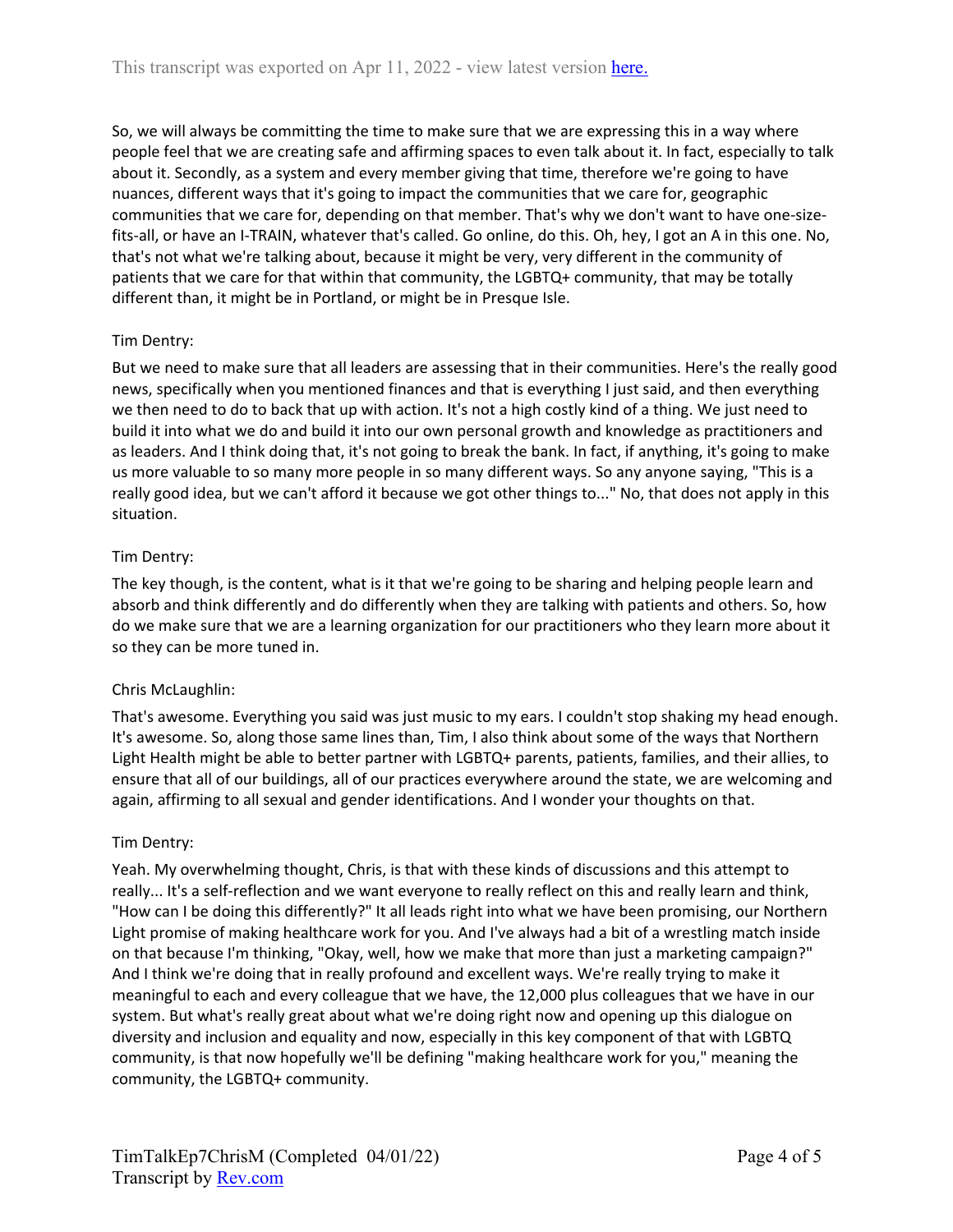So, we will always be committing the time to make sure that we are expressing this in a way where people feel that we are creating safe and affirming spaces to even talk about it. In fact, especially to talk about it. Secondly, as a system and every member giving that time, therefore we're going to have nuances, different ways that it's going to impact the communities that we care for, geographic communities that we care for, depending on that member. That's why we don't want to have one-size-fits-all, or have an I-TRAIN, whatever that's called. Go online, do this. Oh, hey, I got an A in this one. No, that's not what we're talking about, because it might be very, very different in the community of patients that we care for that within that community, the LGBTQ+ community, that may be totally different than, it might be in Portland, or might be in Presque Isle.

Tim Dentry:

But we need to make sure that all leaders are assessing that in their communities. Here's the really good news, specifically when you mentioned finances and that is everything I just said, and then everything we then need to do to back that up with action. It's not a high costly kind of a thing. We just need to build it into what we do and build it into our own personal growth and knowledge as practitioners and as leaders. And I think doing that, it's not going to break the bank. In fact, if anything, it's going to make us more valuable to so many more people in so many different ways. So any anyone saying, "This is a really good idea, but we can't afford it because we got other things to..." No, that does not apply in this situation.

Tim Dentry:

The key though, is the content, what is it that we're going to be sharing and helping people learn and absorb and think differently and do differently when they are talking with patients and others. So, how do we make sure that we are a learning organization for our practitioners who they learn more about it so they can be more tuned in.

Chris McLaughlin:

That's awesome. Everything you said was just music to my ears. I couldn't stop shaking my head enough. It's awesome. So, along those same lines than, Tim, I also think about some of the ways that Northern Light Health might be able to better partner with LGBTQ+ parents, patients, families, and their allies, to ensure that all of our buildings, all of our practices everywhere around the state, we are welcoming and again, affirming to all sexual and gender identifications. And I wonder your thoughts on that.

Tim Dentry:

Yeah. My overwhelming thought, Chris, is that with these kinds of discussions and this attempt to really... It's a self-reflection and we want everyone to really reflect on this and really learn and think, "How can I be doing this differently?" It all leads right into what we have been promising, our Northern Light promise of making healthcare work for you. And I've always had a bit of a wrestling match inside on that because I'm thinking, "Okay, well, how we make that more than just a marketing campaign?" And I think we're doing that in really profound and excellent ways. We're really trying to make it meaningful to each and every colleague that we have, the 12,000 plus colleagues that we have in our system. But what's really great about what we're doing right now and opening up this dialogue on diversity and inclusion and equality and now, especially in this key component of that with LGBTQ community, is that now hopefully we'll be defining "making healthcare work for you," meaning the community, the LGBTQ+ community.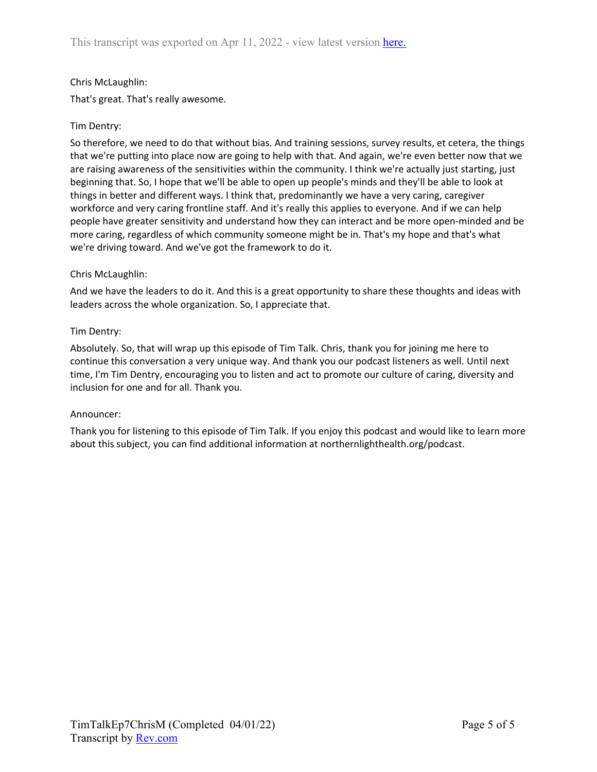Chris McLaughlin:

That's great. That's really awesome.

Tim Dentry:

So therefore, we need to do that without bias. And training sessions, survey results, et cetera, the things that we're putting into place now are going to help with that. And again, we're even better now that we are raising awareness of the sensitivities within the community. I think we're actually just starting, just beginning that. So, I hope that we'll be able to open up people's minds and they'll be able to look at things in better and different ways. I think that, predominantly we have a very caring, caregiver workforce and very caring frontline staff. And it's really this applies to everyone. And if we can help people have greater sensitivity and understand how they can interact and be more open-minded and be more caring, regardless of which community someone might be in. That's my hope and that's what we're driving toward. And we've got the framework to do it.

Chris McLaughlin:

And we have the leaders to do it. And this is a great opportunity to share these thoughts and ideas with leaders across the whole organization. So, I appreciate that.

Tim Dentry:

Absolutely. So, that will wrap up this episode of Tim Talk. Chris, thank you for joining me here to continue this conversation a very unique way. And thank you our podcast listeners as well. Until next time, I'm Tim Dentry, encouraging you to listen and act to promote our culture of caring, diversity and inclusion for one and for all. Thank you.

Announcer:

Thank you for listening to this episode of Tim Talk. If you enjoy this podcast and would like to learn more about this subject, you can find additional information at northernlighthealth.org/podcast.